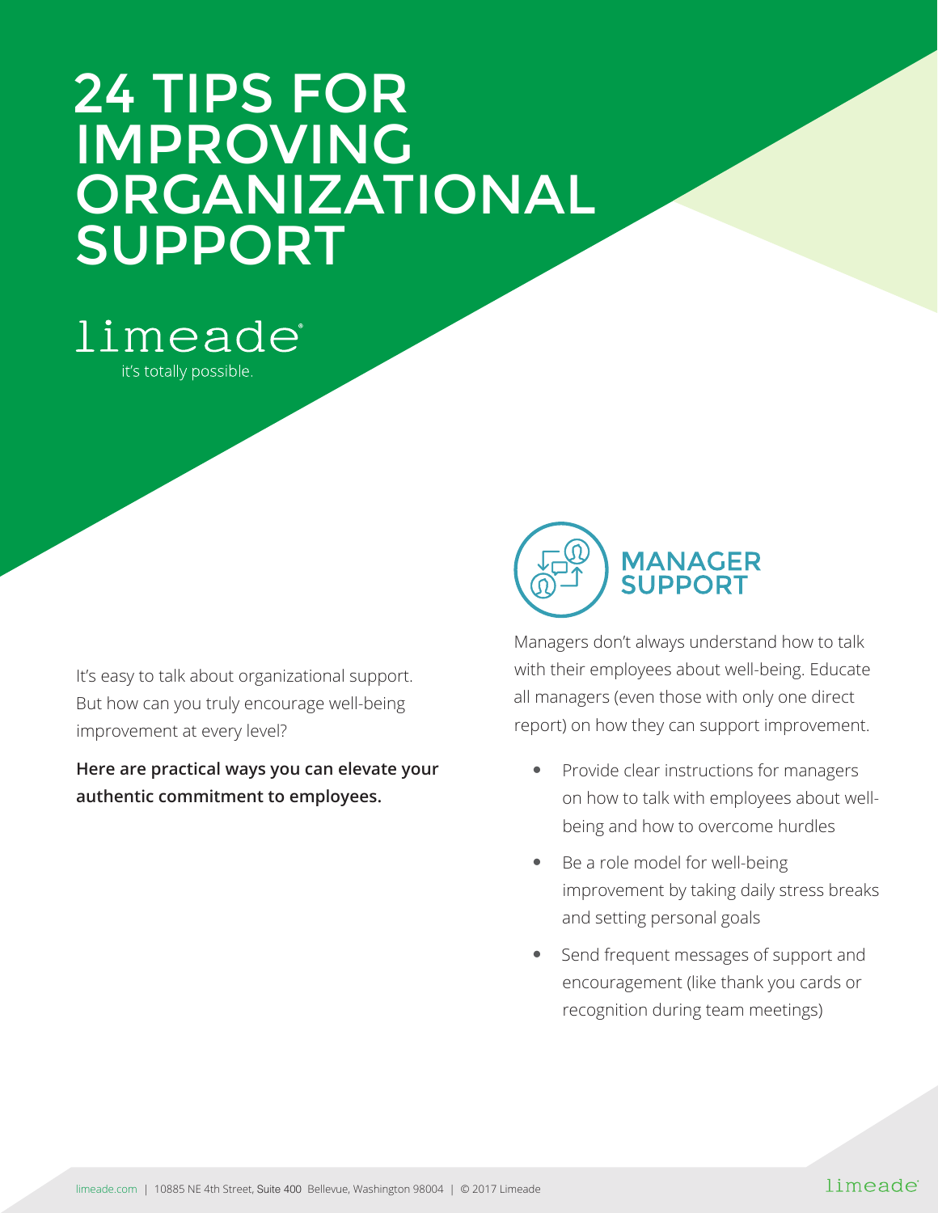# 24 TIPS FOR IMPROVING ORGANIZATIONAL SUPPORT

limeade®

it's totally possible.

It's easy to talk about organizational support. But how can you truly encourage well-being improvement at every level?

**Here are practical ways you can elevate your authentic commitment to employees.**

## MANAGER SUPPORT

Managers don't always understand how to talk with their employees about well-being. Educate all managers (even those with only one direct report) on how they can support improvement.

- Provide clear instructions for managers on how to talk with employees about well-being and how to overcome hurdles
- Be a role model for well-being improvement by taking daily stress breaks and setting personal goals
- Send frequent messages of support and encouragement (like thank you cards or recognition during team meetings)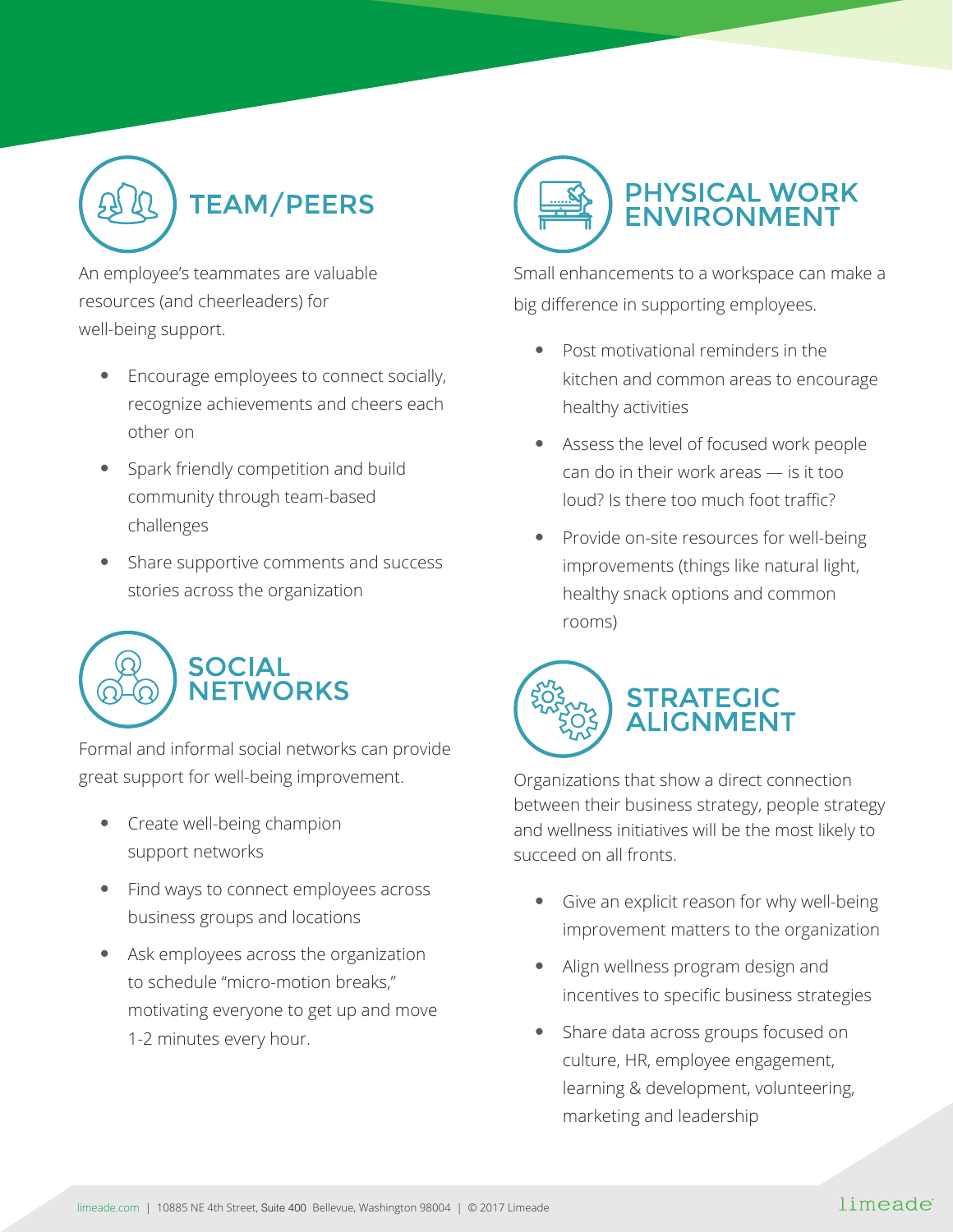## TEAM/PEERS

An employee's teammates are valuable resources (and cheerleaders) for well-being support.

- Encourage employees to connect socially, recognize achievements and cheers each other on
- Spark friendly competition and build community through team-based challenges
- Share supportive comments and success stories across the organization

## SOCIAL NETWORKS

Formal and informal social networks can provide great support for well-being improvement.

- Create well-being champion support networks
- Find ways to connect employees across business groups and locations
- Ask employees across the organization to schedule "micro-motion breaks," motivating everyone to get up and move 1-2 minutes every hour.

## PHYSICAL WORK ENVIRONMENT

Small enhancements to a workspace can make a big difference in supporting employees.

- Post motivational reminders in the kitchen and common areas to encourage healthy activities
- Assess the level of focused work people can do in their work areas — is it too loud? Is there too much foot traffic?
- Provide on-site resources for well-being improvements (things like natural light, healthy snack options and common rooms)

## STRATEGIC ALIGNMENT

Organizations that show a direct connection between their business strategy, people strategy and wellness initiatives will be the most likely to succeed on all fronts.

- Give an explicit reason for why well-being improvement matters to the organization
- Align wellness program design and incentives to specific business strategies
- Share data across groups focused on culture, HR, employee engagement, learning & development, volunteering, marketing and leadership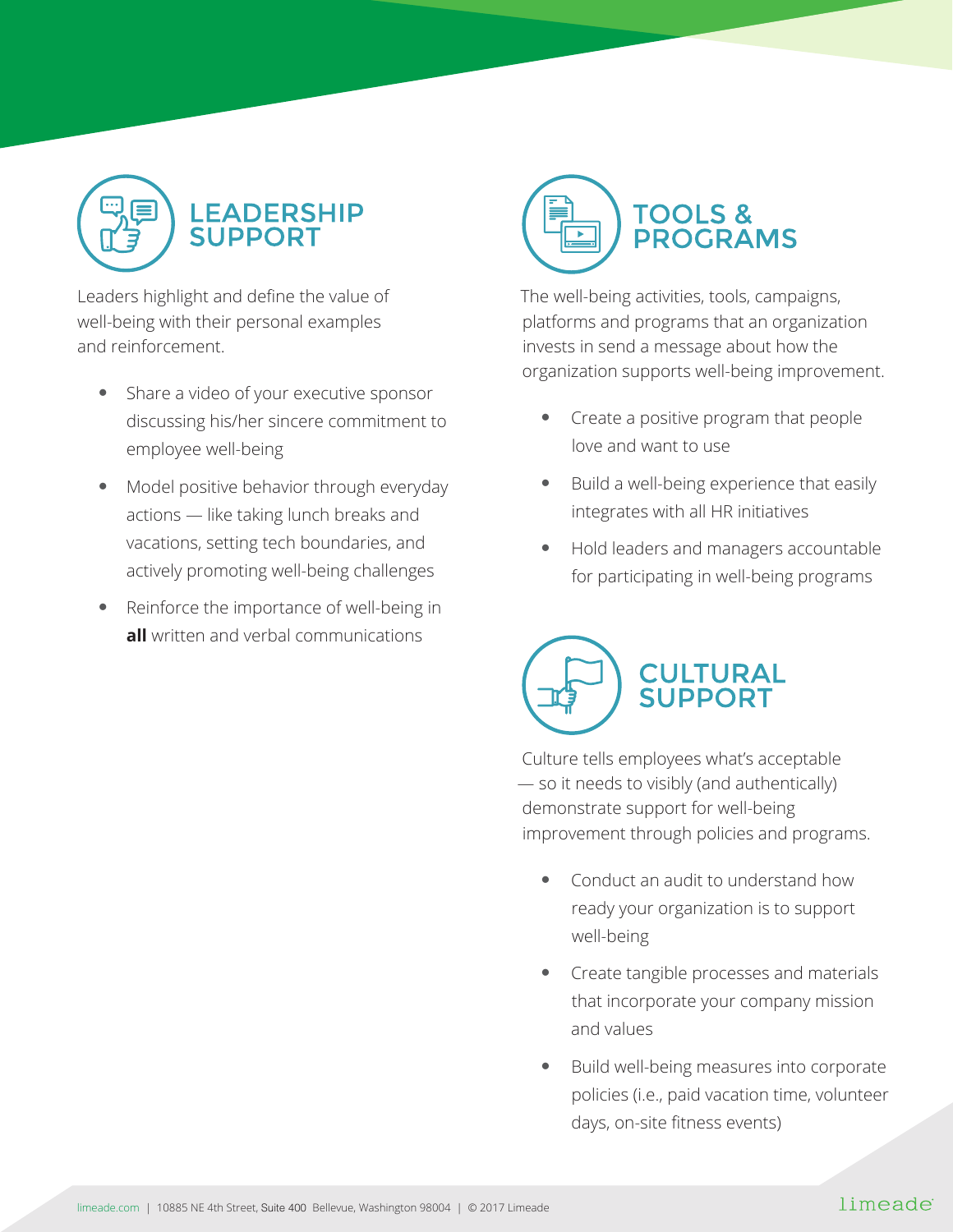## LEADERSHIP SUPPORT

Leaders highlight and define the value of well-being with their personal examples and reinforcement.

- Share a video of your executive sponsor discussing his/her sincere commitment to employee well-being
- Model positive behavior through everyday actions — like taking lunch breaks and vacations, setting tech boundaries, and actively promoting well-being challenges
- Reinforce the importance of well-being in **all** written and verbal communications

## TOOLS & PROGRAMS

The well-being activities, tools, campaigns, platforms and programs that an organization invests in send a message about how the organization supports well-being improvement.

- Create a positive program that people love and want to use
- Build a well-being experience that easily integrates with all HR initiatives
- Hold leaders and managers accountable for participating in well-being programs

## CULTURAL SUPPORT

Culture tells employees what's acceptable — so it needs to visibly (and authentically) demonstrate support for well-being improvement through policies and programs.

- Conduct an audit to understand how ready your organization is to support well-being
- Create tangible processes and materials that incorporate your company mission and values
- Build well-being measures into corporate policies (i.e., paid vacation time, volunteer days, on-site fitness events)

limeade.com | 10885 NE 4th Street, Suite 400 Bellevue, Washington 98004 | © 2017 Limeade